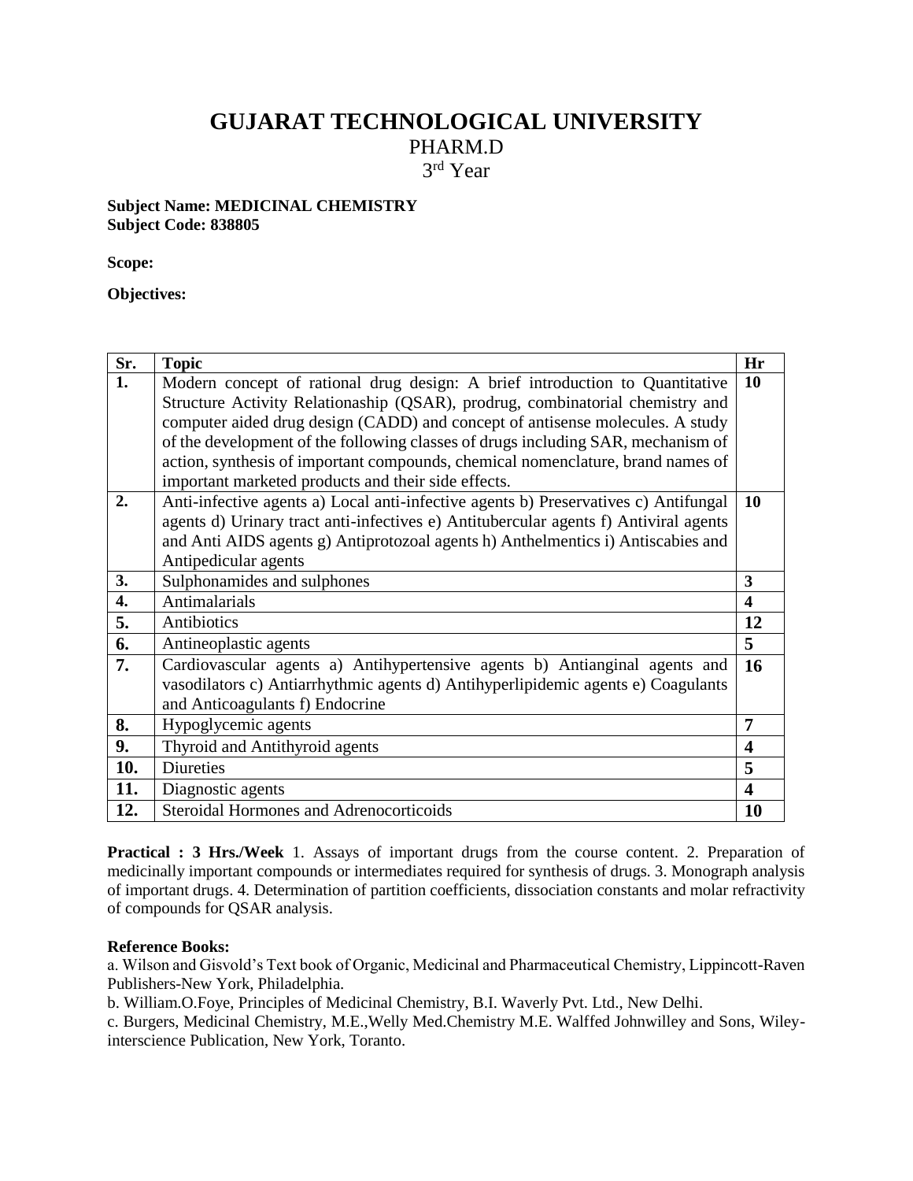# GUJARAT TECHNOLOGICAL UNIVERSITY

## PHARM.D

## 3rd Year

**Subject Name: MEDICINAL CHEMISTRY**
**Subject Code: 838805**

**Scope:**

**Objectives:**

| Sr. | Topic | Hr |
|---|---|---|
| **1.** | Modern concept of rational drug design: A brief introduction to Quantitative Structure Activity Relationaship (QSAR), prodrug, combinatorial chemistry and computer aided drug design (CADD) and concept of antisense molecules. A study of the development of the following classes of drugs including SAR, mechanism of action, synthesis of important compounds, chemical nomenclature, brand names of important marketed products and their side effects. | **10** |
| **2.** | Anti-infective agents a) Local anti-infective agents b) Preservatives c) Antifungal agents d) Urinary tract anti-infectives e) Antitubercular agents f) Antiviral agents and Anti AIDS agents g) Antiprotozoal agents h) Anthelmentics i) Antiscabies and Antipedicular agents | **10** |
| **3.** | Sulphonamides and sulphones | **3** |
| **4.** | Antimalarials | **4** |
| **5.** | Antibiotics | **12** |
| **6.** | Antineoplastic agents | **5** |
| **7.** | Cardiovascular agents a) Antihypertensive agents b) Antianginal agents and vasodilators c) Antiarrhythmic agents d) Antihyperlipidemic agents e) Coagulants and Anticoagulants f) Endocrine | **16** |
| **8.** | Hypoglycemic agents | **7** |
| **9.** | Thyroid and Antithyroid agents | **4** |
| **10.** | Diureties | **5** |
| **11.** | Diagnostic agents | **4** |
| **12.** | Steroidal Hormones and Adrenocorticoids | **10** |

**Practical : 3 Hrs./Week** 1. Assays of important drugs from the course content. 2. Preparation of medicinally important compounds or intermediates required for synthesis of drugs. 3. Monograph analysis of important drugs. 4. Determination of partition coefficients, dissociation constants and molar refractivity of compounds for QSAR analysis.

**Reference Books:**

a. Wilson and Gisvold's Text book of Organic, Medicinal and Pharmaceutical Chemistry, Lippincott-Raven Publishers-New York, Philadelphia.

b. William.O.Foye, Principles of Medicinal Chemistry, B.I. Waverly Pvt. Ltd., New Delhi.

c. Burgers, Medicinal Chemistry, M.E.,Welly Med.Chemistry M.E. Walffed Johnwilley and Sons, Wiley-interscience Publication, New York, Toranto.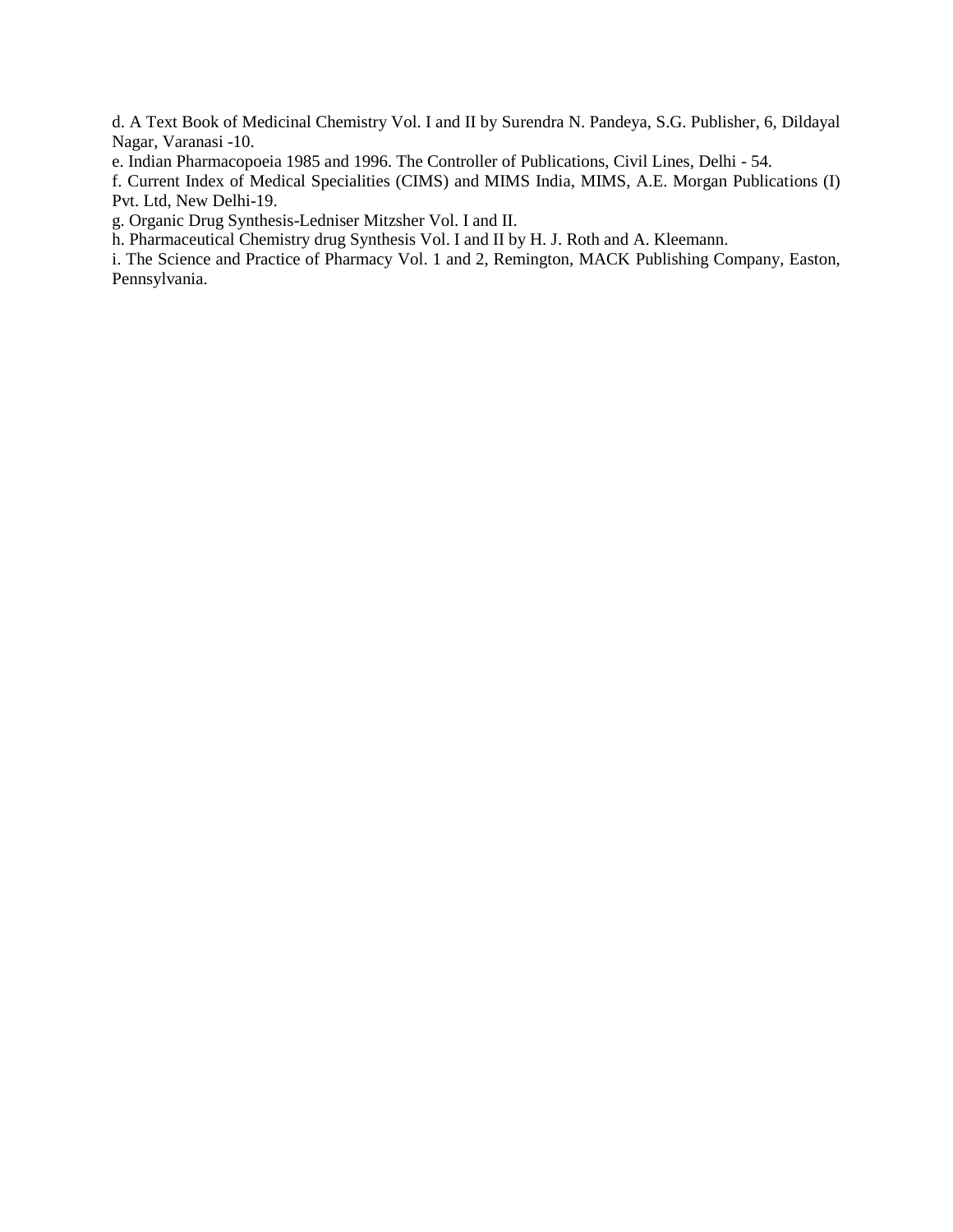d. A Text Book of Medicinal Chemistry Vol. I and II by Surendra N. Pandeya, S.G. Publisher, 6, Dildayal Nagar, Varanasi -10.

e. Indian Pharmacopoeia 1985 and 1996. The Controller of Publications, Civil Lines, Delhi - 54.

f. Current Index of Medical Specialities (CIMS) and MIMS India, MIMS, A.E. Morgan Publications (I) Pvt. Ltd, New Delhi-19.

g. Organic Drug Synthesis-Ledniser Mitzsher Vol. I and II.

h. Pharmaceutical Chemistry drug Synthesis Vol. I and II by H. J. Roth and A. Kleemann.

i. The Science and Practice of Pharmacy Vol. 1 and 2, Remington, MACK Publishing Company, Easton, Pennsylvania.